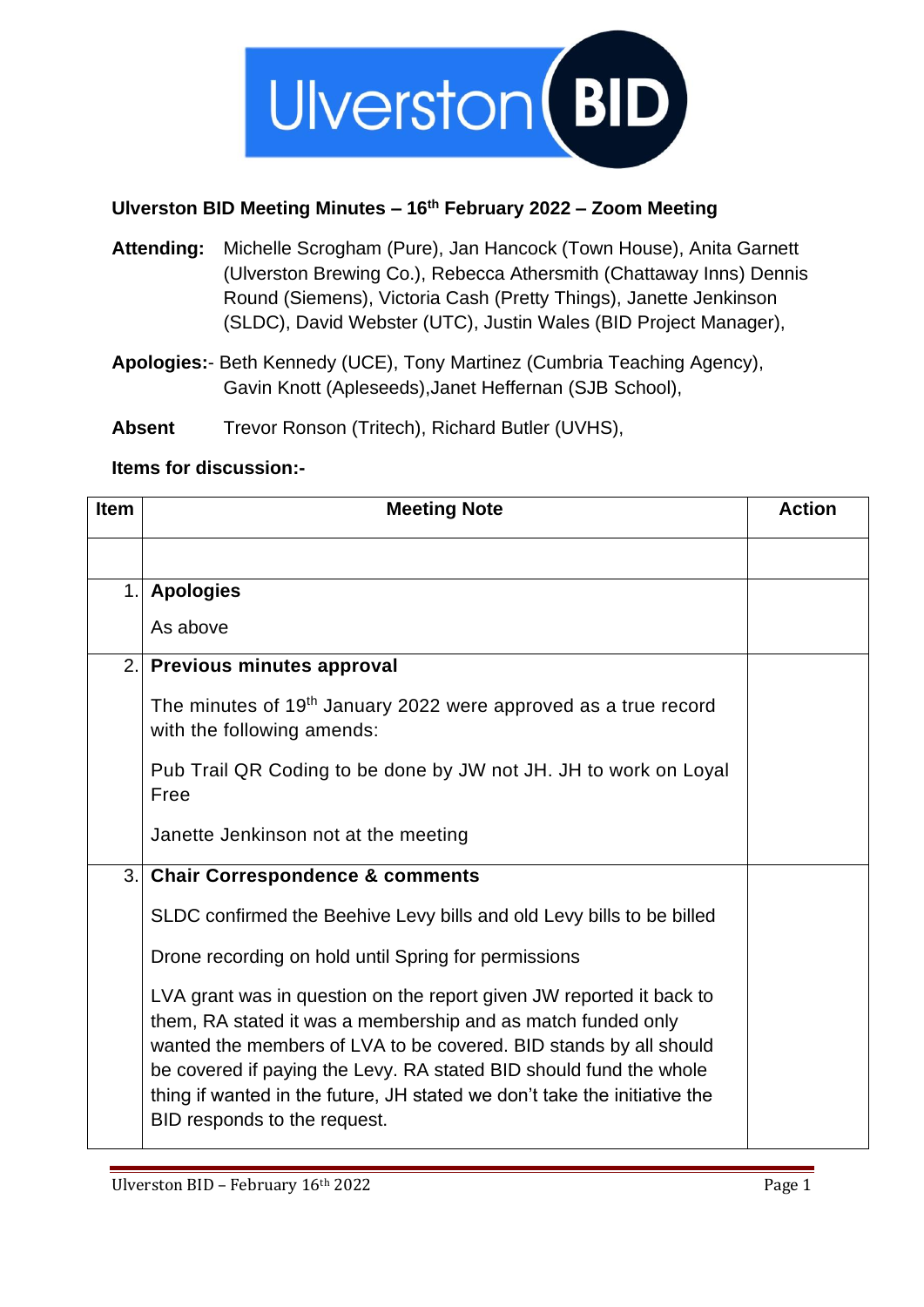**Ulverston BID Meeting Minutes – 16th February 2022 – Zoom Meeting**

**Attending:** Michelle Scrogham (Pure), Jan Hancock (Town House), Anita Garnett (Ulverston Brewing Co.), Rebecca Athersmith (Chattaway Inns) Dennis Round (Siemens), Victoria Cash (Pretty Things), Janette Jenkinson (SLDC), David Webster (UTC), Justin Wales (BID Project Manager),

**Apologies:**- Beth Kennedy (UCE), Tony Martinez (Cumbria Teaching Agency), Gavin Knott (Apleseeds),Janet Heffernan (SJB School),

**Absent** Trevor Ronson (Tritech), Richard Butler (UVHS),

**Items for discussion:-**

| Item | Meeting Note | Action |
|---|---|---|
| | | |
| 1. | **Apologies**<br><br>As above | |
| 2. | **Previous minutes approval**<br><br>The minutes of 19th January 2022 were approved as a true record with the following amends:<br><br>Pub Trail QR Coding to be done by JW not JH. JH to work on Loyal Free<br><br>Janette Jenkinson not at the meeting | |
| 3. | **Chair Correspondence & comments**<br><br>SLDC confirmed the Beehive Levy bills and old Levy bills to be billed<br><br>Drone recording on hold until Spring for permissions<br><br>LVA grant was in question on the report given JW reported it back to them, RA stated it was a membership and as match funded only wanted the members of LVA to be covered. BID stands by all should be covered if paying the Levy. RA stated BID should fund the whole thing if wanted in the future, JH stated we don't take the initiative the BID responds to the request. | |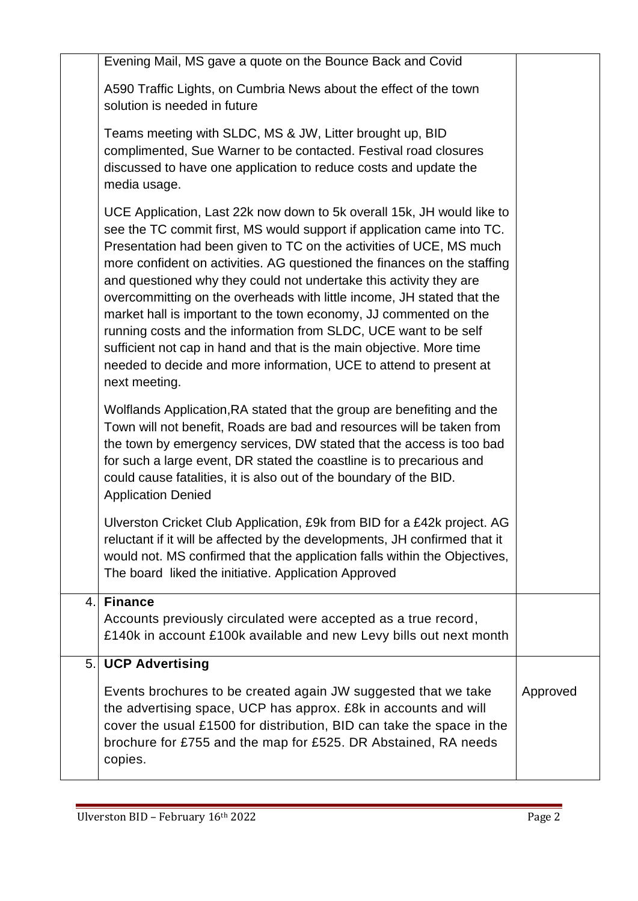| | | |
|---|---|---|
| | Evening Mail, MS gave a quote on the Bounce Back and Covid<br><br>A590 Traffic Lights, on Cumbria News about the effect of the town solution is needed in future<br><br>Teams meeting with SLDC, MS & JW, Litter brought up, BID complimented, Sue Warner to be contacted. Festival road closures discussed to have one application to reduce costs and update the media usage.<br><br>UCE Application, Last 22k now down to 5k overall 15k, JH would like to see the TC commit first, MS would support if application came into TC. Presentation had been given to TC on the activities of UCE, MS much more confident on activities. AG questioned the finances on the staffing and questioned why they could not undertake this activity they are overcommitting on the overheads with little income, JH stated that the market hall is important to the town economy, JJ commented on the running costs and the information from SLDC, UCE want to be self sufficient not cap in hand and that is the main objective. More time needed to decide and more information, UCE to attend to present at next meeting.<br><br>Wolflands Application,RA stated that the group are benefiting and the Town will not benefit, Roads are bad and resources will be taken from the town by emergency services, DW stated that the access is too bad for such a large event, DR stated the coastline is to precarious and could cause fatalities, it is also out of the boundary of the BID. Application Denied<br><br>Ulverston Cricket Club Application, £9k from BID for a £42k project. AG reluctant if it will be affected by the developments, JH confirmed that it would not. MS confirmed that the application falls within the Objectives, The board liked the initiative. Application Approved | |
| 4. | **Finance**<br>Accounts previously circulated were accepted as a true record, £140k in account £100k available and new Levy bills out next month | |
| 5. | **UCP Advertising**<br><br>Events brochures to be created again JW suggested that we take the advertising space, UCP has approx. £8k in accounts and will cover the usual £1500 for distribution, BID can take the space in the brochure for £755 and the map for £525. DR Abstained, RA needs copies. | Approved |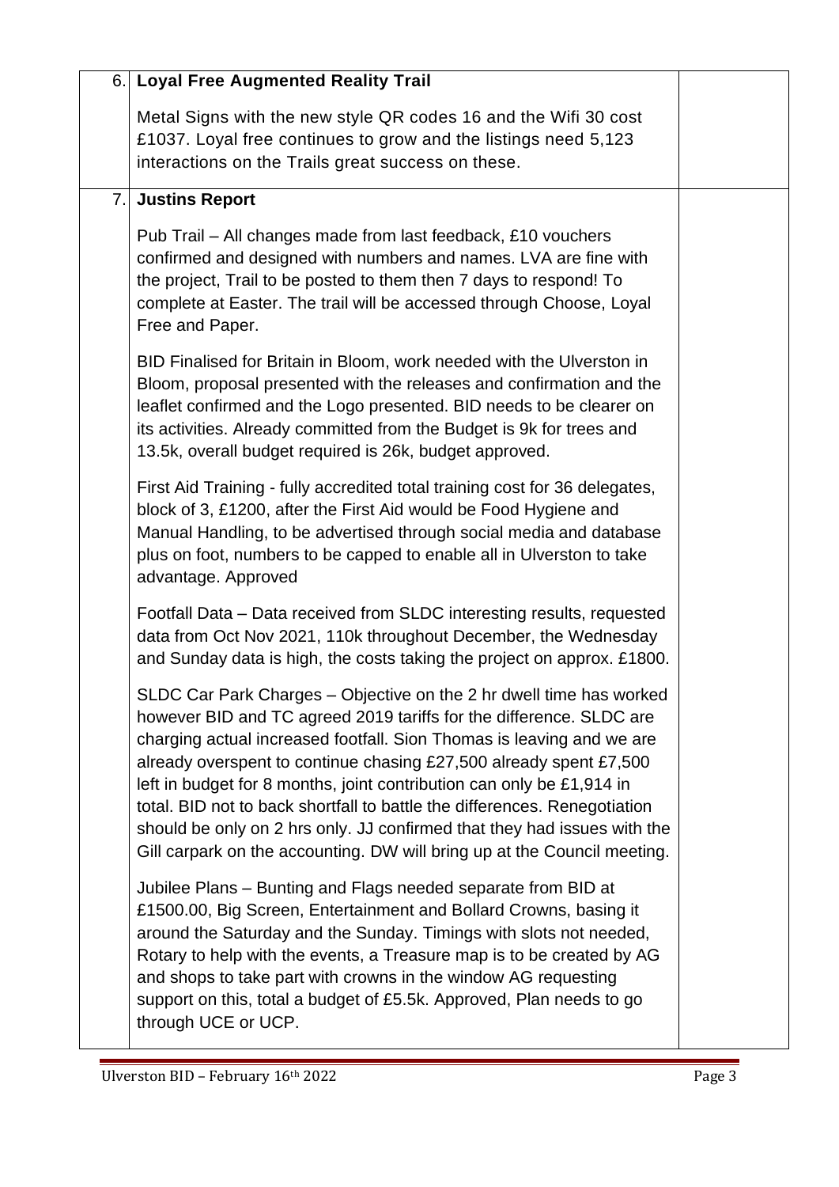| | | |
|---|---|---|
| 6. | **Loyal Free Augmented Reality Trail**<br><br>Metal Signs with the new style QR codes 16 and the Wifi 30 cost £1037. Loyal free continues to grow and the listings need 5,123 interactions on the Trails great success on these. | |
| 7. | **Justins Report**<br><br>Pub Trail – All changes made from last feedback, £10 vouchers confirmed and designed with numbers and names. LVA are fine with the project, Trail to be posted to them then 7 days to respond! To complete at Easter. The trail will be accessed through Choose, Loyal Free and Paper.<br><br>BID Finalised for Britain in Bloom, work needed with the Ulverston in Bloom, proposal presented with the releases and confirmation and the leaflet confirmed and the Logo presented. BID needs to be clearer on its activities. Already committed from the Budget is 9k for trees and 13.5k, overall budget required is 26k, budget approved.<br><br>First Aid Training - fully accredited total training cost for 36 delegates, block of 3, £1200, after the First Aid would be Food Hygiene and Manual Handling, to be advertised through social media and database plus on foot, numbers to be capped to enable all in Ulverston to take advantage. Approved<br><br>Footfall Data – Data received from SLDC interesting results, requested data from Oct Nov 2021, 110k throughout December, the Wednesday and Sunday data is high, the costs taking the project on approx. £1800.<br><br>SLDC Car Park Charges – Objective on the 2 hr dwell time has worked however BID and TC agreed 2019 tariffs for the difference. SLDC are charging actual increased footfall. Sion Thomas is leaving and we are already overspent to continue chasing £27,500 already spent £7,500 left in budget for 8 months, joint contribution can only be £1,914 in total. BID not to back shortfall to battle the differences. Renegotiation should be only on 2 hrs only. JJ confirmed that they had issues with the Gill carpark on the accounting. DW will bring up at the Council meeting.<br><br>Jubilee Plans – Bunting and Flags needed separate from BID at £1500.00, Big Screen, Entertainment and Bollard Crowns, basing it around the Saturday and the Sunday. Timings with slots not needed, Rotary to help with the events, a Treasure map is to be created by AG and shops to take part with crowns in the window AG requesting support on this, total a budget of £5.5k. Approved, Plan needs to go through UCE or UCP. | |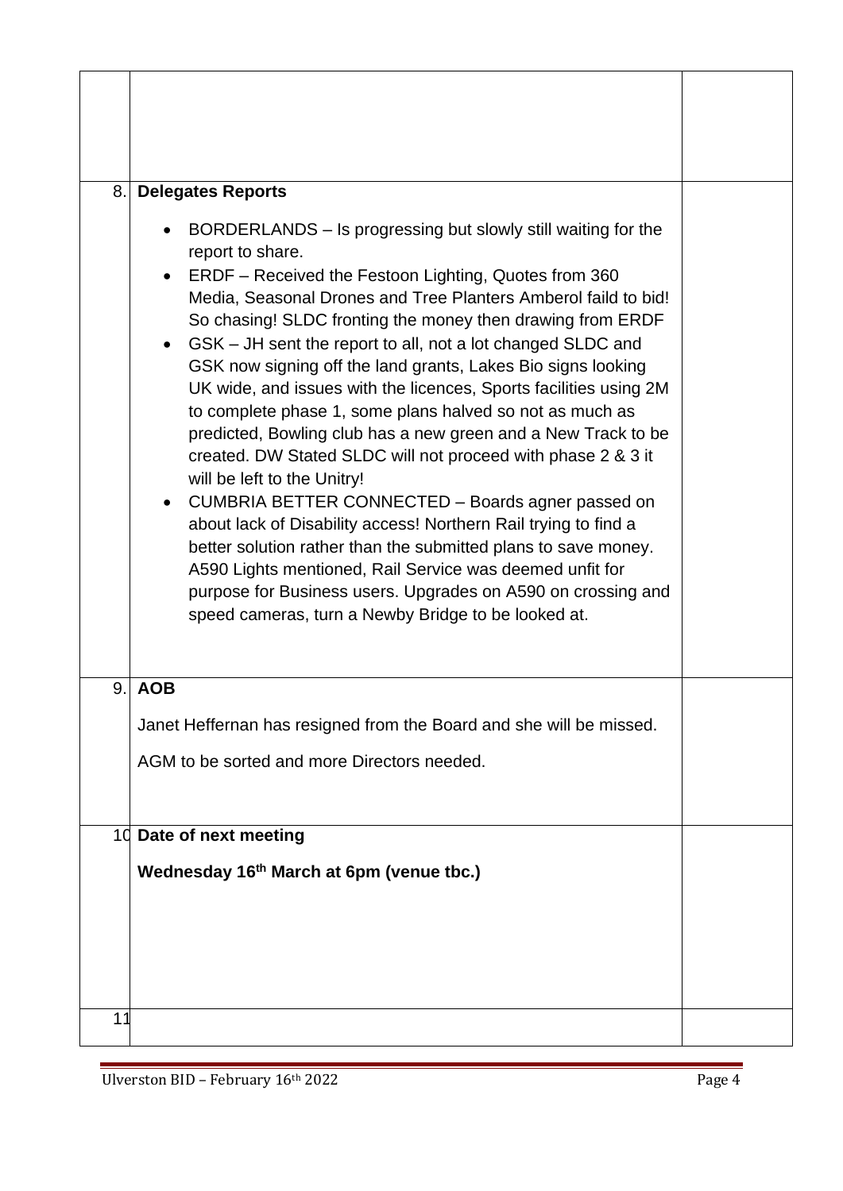| | | |
|---|---|---|
| | | |
| 8. | **Delegates Reports**<br><br>- BORDERLANDS – Is progressing but slowly still waiting for the report to share.<br>- ERDF – Received the Festoon Lighting, Quotes from 360 Media, Seasonal Drones and Tree Planters Amberol faild to bid! So chasing! SLDC fronting the money then drawing from ERDF<br>- GSK – JH sent the report to all, not a lot changed SLDC and GSK now signing off the land grants, Lakes Bio signs looking UK wide, and issues with the licences, Sports facilities using 2M to complete phase 1, some plans halved so not as much as predicted, Bowling club has a new green and a New Track to be created. DW Stated SLDC will not proceed with phase 2 & 3 it will be left to the Unitry!<br>- CUMBRIA BETTER CONNECTED – Boards agner passed on about lack of Disability access! Northern Rail trying to find a better solution rather than the submitted plans to save money. A590 Lights mentioned, Rail Service was deemed unfit for purpose for Business users. Upgrades on A590 on crossing and speed cameras, turn a Newby Bridge to be looked at. | |
| 9. | **AOB**<br><br>Janet Heffernan has resigned from the Board and she will be missed.<br><br>AGM to be sorted and more Directors needed. | |
| 10 | **Date of next meeting**<br><br>**Wednesday 16th March at 6pm (venue tbc.)** | |
| 11 | | |